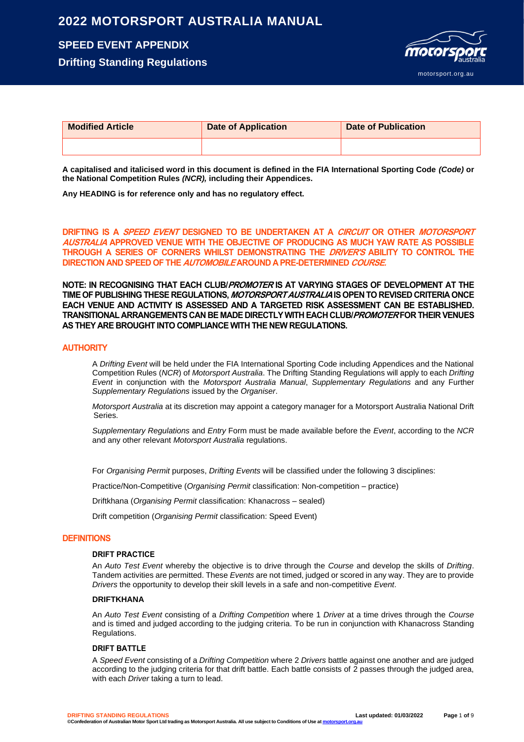# 2022 MOTORSPORT AUSTRALIA MANUAL

## SPEED EVENT APPENDIX

## Drifting Standing Regulations

| Modified Article | Date of Application | Date of Publication |
|---|---|---|
| | | |

**A capitalised and italicised word in this document is defined in the FIA International Sporting Code *(Code)* or the National Competition Rules *(NCR),* including their Appendices.**

**Any HEADING is for reference only and has no regulatory effect.**

**DRIFTING IS A *SPEED EVENT* DESIGNED TO BE UNDERTAKEN AT A *CIRCUIT* OR OTHER *MOTORSPORT AUSTRALIA* APPROVED VENUE WITH THE OBJECTIVE OF PRODUCING AS MUCH YAW RATE AS POSSIBLE THROUGH A SERIES OF CORNERS WHILST DEMONSTRATING THE *DRIVER'S* ABILITY TO CONTROL THE DIRECTION AND SPEED OF THE *AUTOMOBILE* AROUND A PRE-DETERMINED *COURSE.***

**NOTE: IN RECOGNISING THAT EACH CLUB/*PROMOTER* IS AT VARYING STAGES OF DEVELOPMENT AT THE TIME OF PUBLISHING THESE REGULATIONS, *MOTORSPORT AUSTRALIA* IS OPEN TO REVISED CRITERIA ONCE EACH VENUE AND ACTIVITY IS ASSESSED AND A TARGETED RISK ASSESSMENT CAN BE ESTABLISHED. TRANSITIONAL ARRANGEMENTS CAN BE MADE DIRECTLY WITH EACH CLUB/*PROMOTER* FOR THEIR VENUES AS THEY ARE BROUGHT INTO COMPLIANCE WITH THE NEW REGULATIONS.**

### AUTHORITY

A *Drifting Event* will be held under the FIA International Sporting Code including Appendices and the National Competition Rules (*NCR*) of *Motorsport Australia*. The Drifting Standing Regulations will apply to each *Drifting Event* in conjunction with the *Motorsport Australia Manual*, *Supplementary Regulations* and any Further *Supplementary Regulations* issued by the *Organiser*.

*Motorsport Australia* at its discretion may appoint a category manager for a Motorsport Australia National Drift Series.

*Supplementary Regulations* and *Entry* Form must be made available before the *Event*, according to the *NCR* and any other relevant *Motorsport Australia* regulations.

For *Organising Permit* purposes, *Drifting Events* will be classified under the following 3 disciplines:

Practice/Non-Competitive (*Organising Permit* classification: Non-competition – practice)

Driftkhana (*Organising Permit* classification: Khanacross – sealed)

Drift competition (*Organising Permit* classification: Speed Event)

### DEFINITIONS

#### DRIFT PRACTICE

An *Auto Test Event* whereby the objective is to drive through the *Course* and develop the skills of *Drifting*. Tandem activities are permitted. These *Events* are not timed, judged or scored in any way. They are to provide *Drivers* the opportunity to develop their skill levels in a safe and non-competitive *Event*.

#### DRIFTKHANA

An *Auto Test Event* consisting of a *Drifting Competition* where 1 *Driver* at a time drives through the *Course* and is timed and judged according to the judging criteria. To be run in conjunction with Khanacross Standing Regulations.

#### DRIFT BATTLE

A *Speed Event* consisting of a *Drifting Competition* where 2 *Drivers* battle against one another and are judged according to the judging criteria for that drift battle. Each battle consists of 2 passes through the judged area, with each *Driver* taking a turn to lead.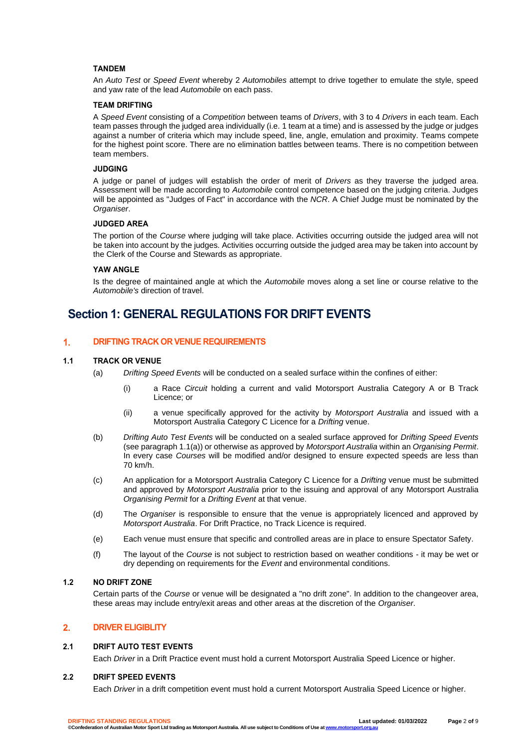**TANDEM**

An *Auto Test* or *Speed Event* whereby 2 *Automobiles* attempt to drive together to emulate the style, speed and yaw rate of the lead *Automobile* on each pass.

**TEAM DRIFTING**

A *Speed Event* consisting of a *Competition* between teams of *Drivers*, with 3 to 4 *Drivers* in each team. Each team passes through the judged area individually (i.e. 1 team at a time) and is assessed by the judge or judges against a number of criteria which may include speed, line, angle, emulation and proximity. Teams compete for the highest point score. There are no elimination battles between teams. There is no competition between team members.

**JUDGING**

A judge or panel of judges will establish the order of merit of *Drivers* as they traverse the judged area. Assessment will be made according to *Automobile* control competence based on the judging criteria. Judges will be appointed as "Judges of Fact" in accordance with the *NCR*. A Chief Judge must be nominated by the *Organiser*.

**JUDGED AREA**

The portion of the *Course* where judging will take place. Activities occurring outside the judged area will not be taken into account by the judges. Activities occurring outside the judged area may be taken into account by the Clerk of the Course and Stewards as appropriate.

**YAW ANGLE**

Is the degree of maintained angle at which the *Automobile* moves along a set line or course relative to the *Automobile's* direction of travel.

# Section 1: GENERAL REGULATIONS FOR DRIFT EVENTS

## 1. DRIFTING TRACK OR VENUE REQUIREMENTS

### 1.1 TRACK OR VENUE

(a) *Drifting Speed Events* will be conducted on a sealed surface within the confines of either:

   (i) a Race *Circuit* holding a current and valid Motorsport Australia Category A or B Track Licence; or

   (ii) a venue specifically approved for the activity by *Motorsport Australia* and issued with a Motorsport Australia Category C Licence for a *Drifting* venue.

(b) *Drifting Auto Test Events* will be conducted on a sealed surface approved for *Drifting Speed Events* (see paragraph 1.1(a)) or otherwise as approved by *Motorsport Australia* within an *Organising Permit*. In every case *Courses* will be modified and/or designed to ensure expected speeds are less than 70 km/h.

(c) An application for a Motorsport Australia Category C Licence for a *Drifting* venue must be submitted and approved by *Motorsport Australia* prior to the issuing and approval of any Motorsport Australia *Organising Permit* for a *Drifting Event* at that venue.

(d) The *Organiser* is responsible to ensure that the venue is appropriately licenced and approved by *Motorsport Australia*. For Drift Practice, no Track Licence is required.

(e) Each venue must ensure that specific and controlled areas are in place to ensure Spectator Safety.

(f) The layout of the *Course* is not subject to restriction based on weather conditions - it may be wet or dry depending on requirements for the *Event* and environmental conditions.

### 1.2 NO DRIFT ZONE

Certain parts of the *Course* or venue will be designated a "no drift zone". In addition to the changeover area, these areas may include entry/exit areas and other areas at the discretion of the *Organiser*.

## 2. DRIVER ELIGIBLITY

### 2.1 DRIFT AUTO TEST EVENTS

Each *Driver* in a Drift Practice event must hold a current Motorsport Australia Speed Licence or higher.

### 2.2 DRIFT SPEED EVENTS

Each *Driver* in a drift competition event must hold a current Motorsport Australia Speed Licence or higher.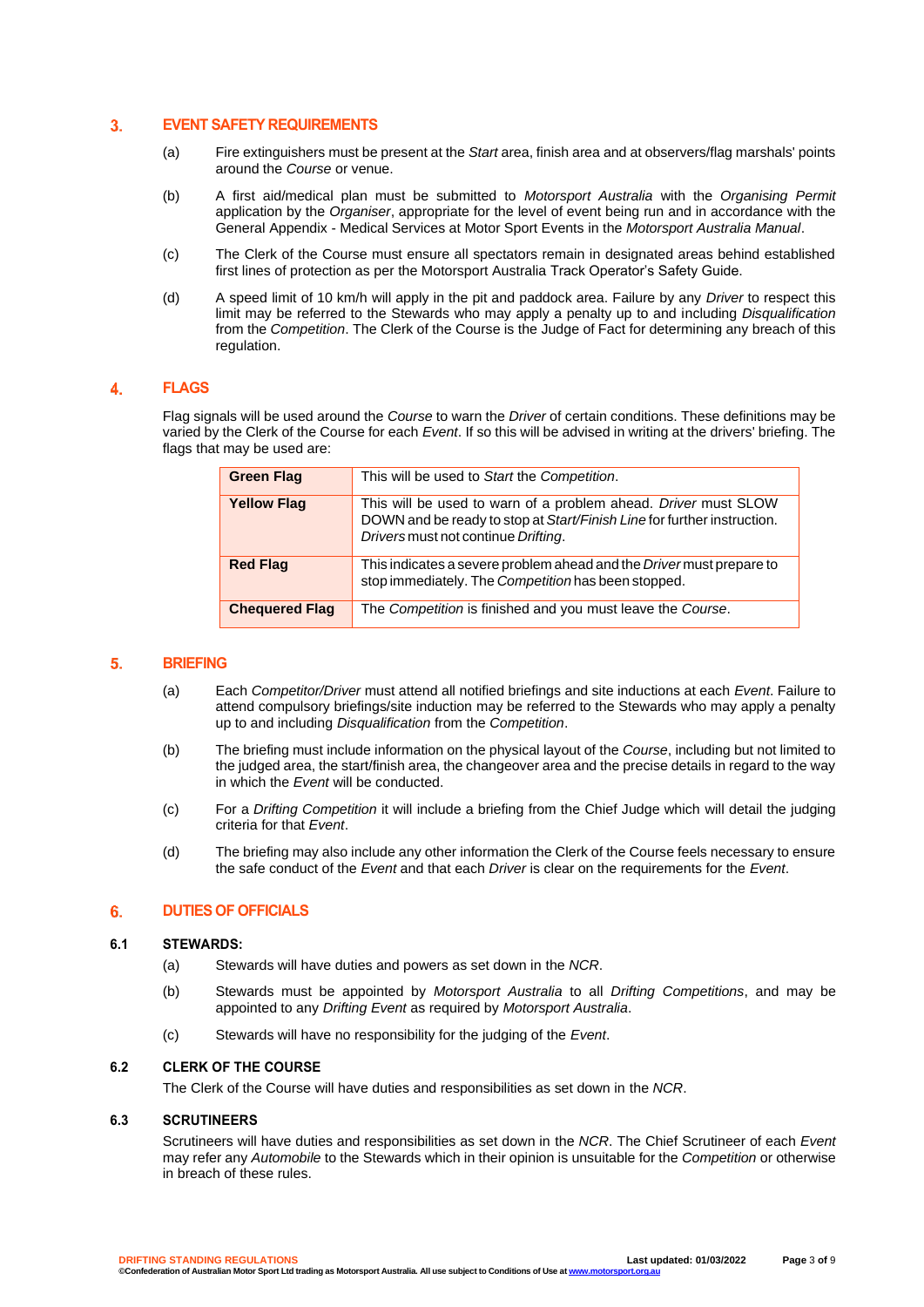## 3. EVENT SAFETY REQUIREMENTS

(a) Fire extinguishers must be present at the *Start* area, finish area and at observers/flag marshals' points around the *Course* or venue.

(b) A first aid/medical plan must be submitted to *Motorsport Australia* with the *Organising Permit* application by the *Organiser*, appropriate for the level of event being run and in accordance with the General Appendix - Medical Services at Motor Sport Events in the *Motorsport Australia Manual*.

(c) The Clerk of the Course must ensure all spectators remain in designated areas behind established first lines of protection as per the Motorsport Australia Track Operator's Safety Guide.

(d) A speed limit of 10 km/h will apply in the pit and paddock area. Failure by any *Driver* to respect this limit may be referred to the Stewards who may apply a penalty up to and including *Disqualification* from the *Competition*. The Clerk of the Course is the Judge of Fact for determining any breach of this regulation.

## 4. FLAGS

Flag signals will be used around the *Course* to warn the *Driver* of certain conditions. These definitions may be varied by the Clerk of the Course for each *Event*. If so this will be advised in writing at the drivers' briefing. The flags that may be used are:

| Flag | Meaning |
|---|---|
| **Green Flag** | This will be used to *Start* the *Competition*. |
| **Yellow Flag** | This will be used to warn of a problem ahead. *Driver* must SLOW DOWN and be ready to stop at *Start/Finish Line* for further instruction. *Drivers* must not continue *Drifting*. |
| **Red Flag** | This indicates a severe problem ahead and the *Driver* must prepare to stop immediately. The *Competition* has been stopped. |
| **Chequered Flag** | The *Competition* is finished and you must leave the *Course*. |

## 5. BRIEFING

(a) Each *Competitor/Driver* must attend all notified briefings and site inductions at each *Event*. Failure to attend compulsory briefings/site induction may be referred to the Stewards who may apply a penalty up to and including *Disqualification* from the *Competition*.

(b) The briefing must include information on the physical layout of the *Course*, including but not limited to the judged area, the start/finish area, the changeover area and the precise details in regard to the way in which the *Event* will be conducted.

(c) For a *Drifting Competition* it will include a briefing from the Chief Judge which will detail the judging criteria for that *Event*.

(d) The briefing may also include any other information the Clerk of the Course feels necessary to ensure the safe conduct of the *Event* and that each *Driver* is clear on the requirements for the *Event*.

## 6. DUTIES OF OFFICIALS

### 6.1 STEWARDS:

(a) Stewards will have duties and powers as set down in the *NCR*.

(b) Stewards must be appointed by *Motorsport Australia* to all *Drifting Competitions*, and may be appointed to any *Drifting Event* as required by *Motorsport Australia*.

(c) Stewards will have no responsibility for the judging of the *Event*.

### 6.2 CLERK OF THE COURSE

The Clerk of the Course will have duties and responsibilities as set down in the *NCR*.

### 6.3 SCRUTINEERS

Scrutineers will have duties and responsibilities as set down in the *NCR*. The Chief Scrutineer of each *Event* may refer any *Automobile* to the Stewards which in their opinion is unsuitable for the *Competition* or otherwise in breach of these rules.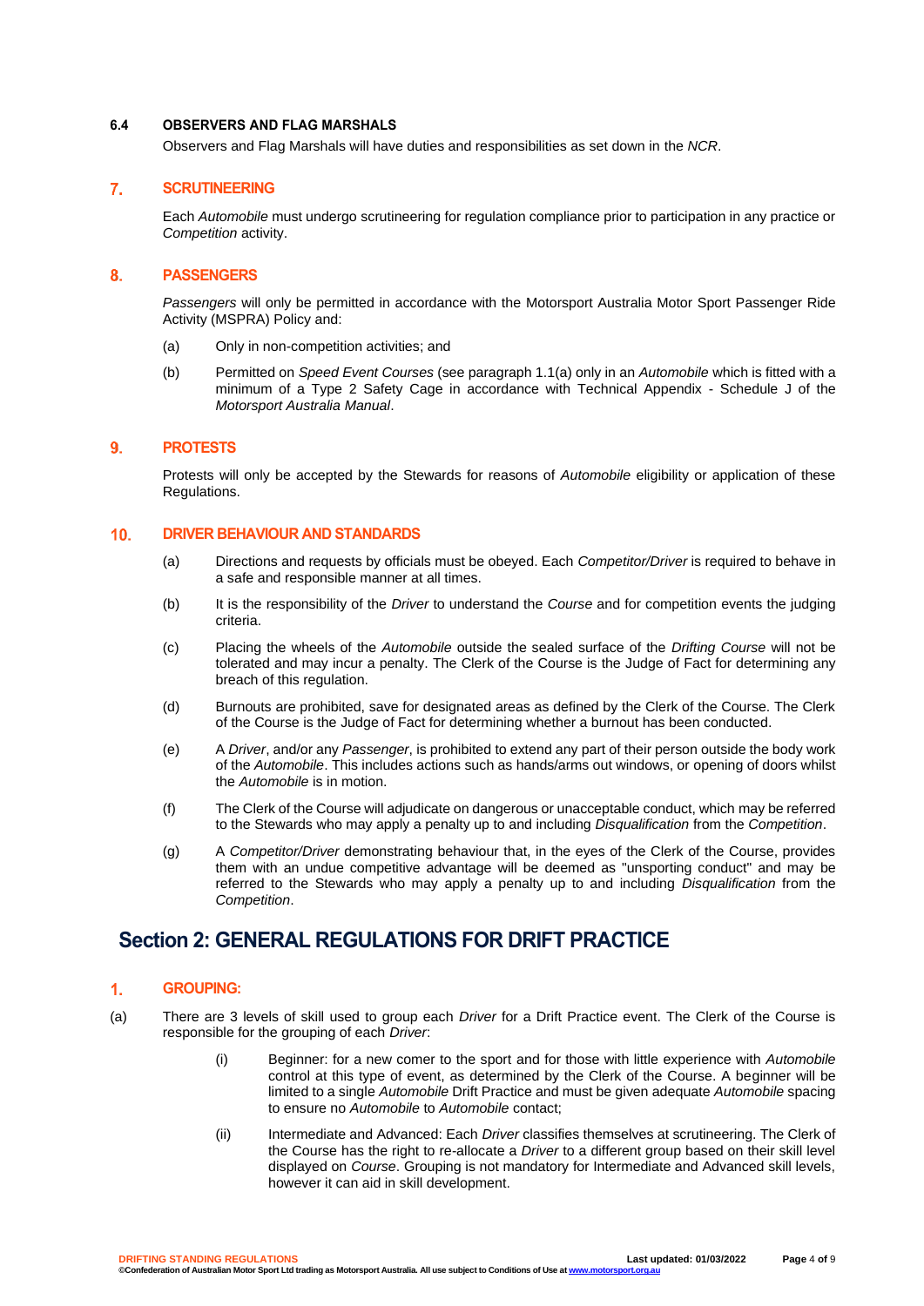### 6.4 OBSERVERS AND FLAG MARSHALS

Observers and Flag Marshals will have duties and responsibilities as set down in the *NCR*.

## 7. SCRUTINEERING

Each *Automobile* must undergo scrutineering for regulation compliance prior to participation in any practice or *Competition* activity.

## 8. PASSENGERS

*Passengers* will only be permitted in accordance with the Motorsport Australia Motor Sport Passenger Ride Activity (MSPRA) Policy and:

(a) Only in non-competition activities; and

(b) Permitted on *Speed Event Courses* (see paragraph 1.1(a) only in an *Automobile* which is fitted with a minimum of a Type 2 Safety Cage in accordance with Technical Appendix - Schedule J of the *Motorsport Australia Manual*.

## 9. PROTESTS

Protests will only be accepted by the Stewards for reasons of *Automobile* eligibility or application of these Regulations.

## 10. DRIVER BEHAVIOUR AND STANDARDS

(a) Directions and requests by officials must be obeyed. Each *Competitor/Driver* is required to behave in a safe and responsible manner at all times.

(b) It is the responsibility of the *Driver* to understand the *Course* and for competition events the judging criteria.

(c) Placing the wheels of the *Automobile* outside the sealed surface of the *Drifting Course* will not be tolerated and may incur a penalty. The Clerk of the Course is the Judge of Fact for determining any breach of this regulation.

(d) Burnouts are prohibited, save for designated areas as defined by the Clerk of the Course. The Clerk of the Course is the Judge of Fact for determining whether a burnout has been conducted.

(e) A *Driver*, and/or any *Passenger*, is prohibited to extend any part of their person outside the body work of the *Automobile*. This includes actions such as hands/arms out windows, or opening of doors whilst the *Automobile* is in motion.

(f) The Clerk of the Course will adjudicate on dangerous or unacceptable conduct, which may be referred to the Stewards who may apply a penalty up to and including *Disqualification* from the *Competition*.

(g) A *Competitor/Driver* demonstrating behaviour that, in the eyes of the Clerk of the Course, provides them with an undue competitive advantage will be deemed as "unsporting conduct" and may be referred to the Stewards who may apply a penalty up to and including *Disqualification* from the *Competition*.

# Section 2: GENERAL REGULATIONS FOR DRIFT PRACTICE

## 1. GROUPING:

(a) There are 3 levels of skill used to group each *Driver* for a Drift Practice event. The Clerk of the Course is responsible for the grouping of each *Driver*:

(i) Beginner: for a new comer to the sport and for those with little experience with *Automobile* control at this type of event, as determined by the Clerk of the Course. A beginner will be limited to a single *Automobile* Drift Practice and must be given adequate *Automobile* spacing to ensure no *Automobile* to *Automobile* contact;

(ii) Intermediate and Advanced: Each *Driver* classifies themselves at scrutineering. The Clerk of the Course has the right to re-allocate a *Driver* to a different group based on their skill level displayed on *Course*. Grouping is not mandatory for Intermediate and Advanced skill levels, however it can aid in skill development.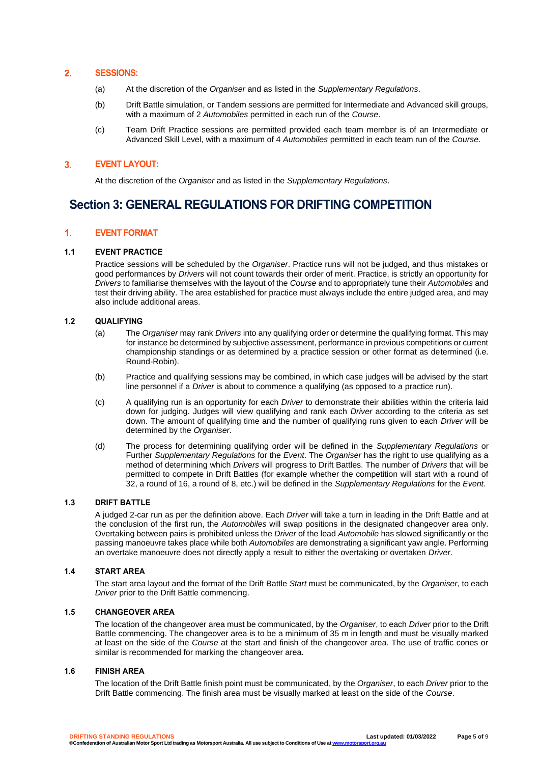### 2. SESSIONS:

(a) At the discretion of the *Organiser* and as listed in the *Supplementary Regulations*.

(b) Drift Battle simulation, or Tandem sessions are permitted for Intermediate and Advanced skill groups, with a maximum of 2 *Automobiles* permitted in each run of the *Course*.

(c) Team Drift Practice sessions are permitted provided each team member is of an Intermediate or Advanced Skill Level, with a maximum of 4 *Automobiles* permitted in each team run of the *Course*.

### 3. EVENT LAYOUT:

At the discretion of the *Organiser* and as listed in the *Supplementary Regulations*.

## Section 3: GENERAL REGULATIONS FOR DRIFTING COMPETITION

### 1. EVENT FORMAT

#### 1.1 EVENT PRACTICE

Practice sessions will be scheduled by the *Organiser*. Practice runs will not be judged, and thus mistakes or good performances by *Drivers* will not count towards their order of merit. Practice, is strictly an opportunity for *Drivers* to familiarise themselves with the layout of the *Course* and to appropriately tune their *Automobiles* and test their driving ability. The area established for practice must always include the entire judged area, and may also include additional areas.

#### 1.2 QUALIFYING

(a) The *Organiser* may rank *Drivers* into any qualifying order or determine the qualifying format. This may for instance be determined by subjective assessment, performance in previous competitions or current championship standings or as determined by a practice session or other format as determined (i.e. Round-Robin).

(b) Practice and qualifying sessions may be combined, in which case judges will be advised by the start line personnel if a *Driver* is about to commence a qualifying (as opposed to a practice run).

(c) A qualifying run is an opportunity for each *Driver* to demonstrate their abilities within the criteria laid down for judging. Judges will view qualifying and rank each *Driver* according to the criteria as set down. The amount of qualifying time and the number of qualifying runs given to each *Driver* will be determined by the *Organiser*.

(d) The process for determining qualifying order will be defined in the *Supplementary Regulations* or Further *Supplementary Regulations* for the *Event*. The *Organiser* has the right to use qualifying as a method of determining which *Drivers* will progress to Drift Battles. The number of *Drivers* that will be permitted to compete in Drift Battles (for example whether the competition will start with a round of 32, a round of 16, a round of 8, etc.) will be defined in the *Supplementary Regulations* for the *Event*.

#### 1.3 DRIFT BATTLE

A judged 2-car run as per the definition above. Each *Driver* will take a turn in leading in the Drift Battle and at the conclusion of the first run, the *Automobiles* will swap positions in the designated changeover area only. Overtaking between pairs is prohibited unless the *Driver* of the lead *Automobile* has slowed significantly or the passing manoeuvre takes place while both *Automobiles* are demonstrating a significant yaw angle. Performing an overtake manoeuvre does not directly apply a result to either the overtaking or overtaken *Driver*.

#### 1.4 START AREA

The start area layout and the format of the Drift Battle *Start* must be communicated, by the *Organiser*, to each *Driver* prior to the Drift Battle commencing.

#### 1.5 CHANGEOVER AREA

The location of the changeover area must be communicated, by the *Organiser*, to each *Driver* prior to the Drift Battle commencing. The changeover area is to be a minimum of 35 m in length and must be visually marked at least on the side of the *Course* at the start and finish of the changeover area. The use of traffic cones or similar is recommended for marking the changeover area.

#### 1.6 FINISH AREA

The location of the Drift Battle finish point must be communicated, by the *Organiser*, to each *Driver* prior to the Drift Battle commencing. The finish area must be visually marked at least on the side of the *Course*.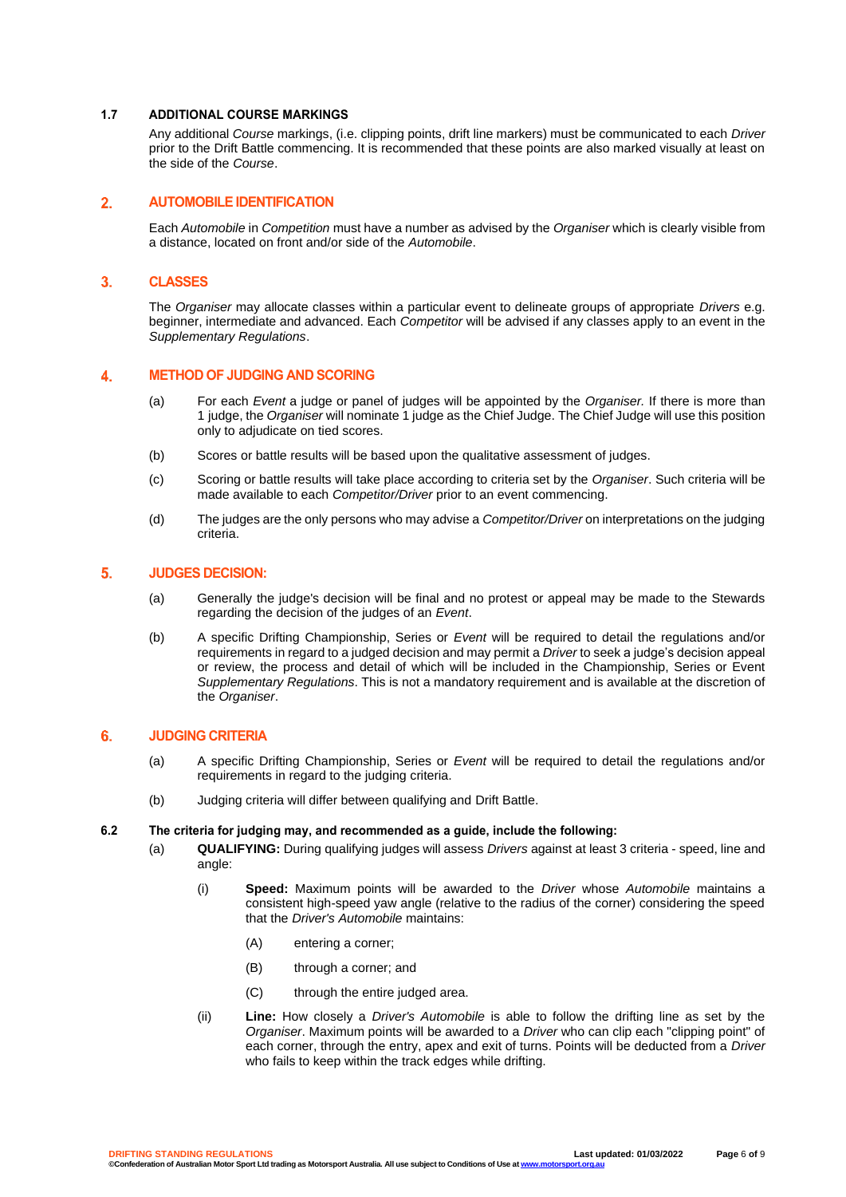### 1.7 ADDITIONAL COURSE MARKINGS

Any additional *Course* markings, (i.e. clipping points, drift line markers) must be communicated to each *Driver* prior to the Drift Battle commencing. It is recommended that these points are also marked visually at least on the side of the *Course*.

## 2. AUTOMOBILE IDENTIFICATION

Each *Automobile* in *Competition* must have a number as advised by the *Organiser* which is clearly visible from a distance, located on front and/or side of the *Automobile*.

## 3. CLASSES

The *Organiser* may allocate classes within a particular event to delineate groups of appropriate *Drivers* e.g. beginner, intermediate and advanced. Each *Competitor* will be advised if any classes apply to an event in the *Supplementary Regulations*.

## 4. METHOD OF JUDGING AND SCORING

(a) For each *Event* a judge or panel of judges will be appointed by the *Organiser.* If there is more than 1 judge, the *Organiser* will nominate 1 judge as the Chief Judge. The Chief Judge will use this position only to adjudicate on tied scores.

(b) Scores or battle results will be based upon the qualitative assessment of judges.

(c) Scoring or battle results will take place according to criteria set by the *Organiser*. Such criteria will be made available to each *Competitor/Driver* prior to an event commencing.

(d) The judges are the only persons who may advise a *Competitor/Driver* on interpretations on the judging criteria.

## 5. JUDGES DECISION:

(a) Generally the judge's decision will be final and no protest or appeal may be made to the Stewards regarding the decision of the judges of an *Event*.

(b) A specific Drifting Championship, Series or *Event* will be required to detail the regulations and/or requirements in regard to a judged decision and may permit a *Driver* to seek a judge's decision appeal or review, the process and detail of which will be included in the Championship, Series or Event *Supplementary Regulations*. This is not a mandatory requirement and is available at the discretion of the *Organiser*.

## 6. JUDGING CRITERIA

(a) A specific Drifting Championship, Series or *Event* will be required to detail the regulations and/or requirements in regard to the judging criteria.

(b) Judging criteria will differ between qualifying and Drift Battle.

### 6.2 The criteria for judging may, and recommended as a guide, include the following:

(a) **QUALIFYING:** During qualifying judges will assess *Drivers* against at least 3 criteria - speed, line and angle:

(i) **Speed:** Maximum points will be awarded to the *Driver* whose *Automobile* maintains a consistent high-speed yaw angle (relative to the radius of the corner) considering the speed that the *Driver's Automobile* maintains:

(A) entering a corner;

(B) through a corner; and

(C) through the entire judged area.

(ii) **Line:** How closely a *Driver's Automobile* is able to follow the drifting line as set by the *Organiser*. Maximum points will be awarded to a *Driver* who can clip each "clipping point" of each corner, through the entry, apex and exit of turns. Points will be deducted from a *Driver* who fails to keep within the track edges while drifting.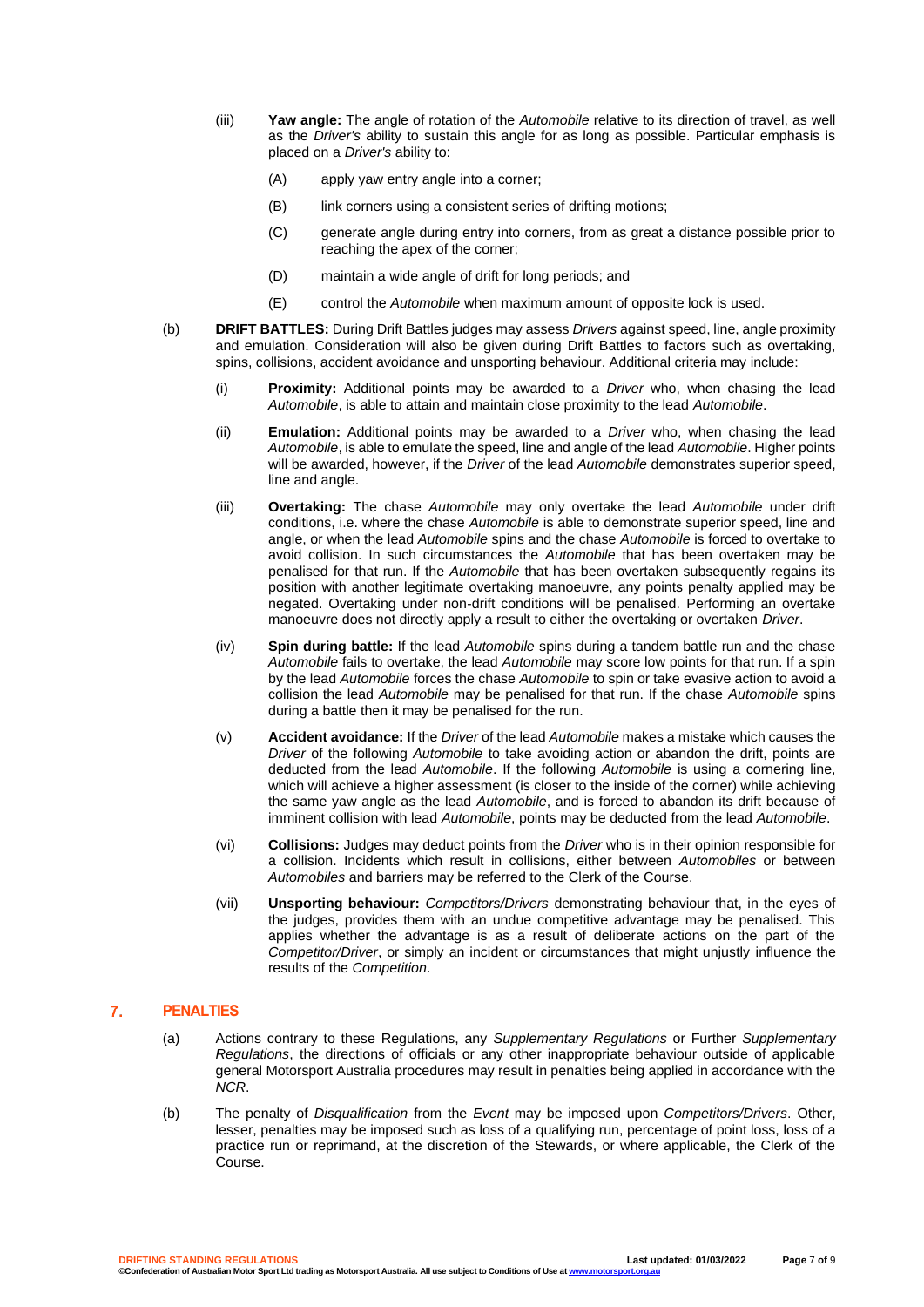(iii) **Yaw angle:** The angle of rotation of the *Automobile* relative to its direction of travel, as well as the *Driver's* ability to sustain this angle for as long as possible. Particular emphasis is placed on a *Driver's* ability to:

(A) apply yaw entry angle into a corner;

(B) link corners using a consistent series of drifting motions;

(C) generate angle during entry into corners, from as great a distance possible prior to reaching the apex of the corner;

(D) maintain a wide angle of drift for long periods; and

(E) control the *Automobile* when maximum amount of opposite lock is used.

(b) **DRIFT BATTLES:** During Drift Battles judges may assess *Drivers* against speed, line, angle proximity and emulation. Consideration will also be given during Drift Battles to factors such as overtaking, spins, collisions, accident avoidance and unsporting behaviour. Additional criteria may include:

(i) **Proximity:** Additional points may be awarded to a *Driver* who, when chasing the lead *Automobile*, is able to attain and maintain close proximity to the lead *Automobile*.

(ii) **Emulation:** Additional points may be awarded to a *Driver* who, when chasing the lead *Automobile*, is able to emulate the speed, line and angle of the lead *Automobile*. Higher points will be awarded, however, if the *Driver* of the lead *Automobile* demonstrates superior speed, line and angle.

(iii) **Overtaking:** The chase *Automobile* may only overtake the lead *Automobile* under drift conditions, i.e. where the chase *Automobile* is able to demonstrate superior speed, line and angle, or when the lead *Automobile* spins and the chase *Automobile* is forced to overtake to avoid collision. In such circumstances the *Automobile* that has been overtaken may be penalised for that run. If the *Automobile* that has been overtaken subsequently regains its position with another legitimate overtaking manoeuvre, any points penalty applied may be negated. Overtaking under non-drift conditions will be penalised. Performing an overtake manoeuvre does not directly apply a result to either the overtaking or overtaken *Driver*.

(iv) **Spin during battle:** If the lead *Automobile* spins during a tandem battle run and the chase *Automobile* fails to overtake, the lead *Automobile* may score low points for that run. If a spin by the lead *Automobile* forces the chase *Automobile* to spin or take evasive action to avoid a collision the lead *Automobile* may be penalised for that run. If the chase *Automobile* spins during a battle then it may be penalised for the run.

(v) **Accident avoidance:** If the *Driver* of the lead *Automobile* makes a mistake which causes the *Driver* of the following *Automobile* to take avoiding action or abandon the drift, points are deducted from the lead *Automobile*. If the following *Automobile* is using a cornering line, which will achieve a higher assessment (is closer to the inside of the corner) while achieving the same yaw angle as the lead *Automobile*, and is forced to abandon its drift because of imminent collision with lead *Automobile*, points may be deducted from the lead *Automobile*.

(vi) **Collisions:** Judges may deduct points from the *Driver* who is in their opinion responsible for a collision. Incidents which result in collisions, either between *Automobiles* or between *Automobiles* and barriers may be referred to the Clerk of the Course.

(vii) **Unsporting behaviour:** *Competitors/Drivers* demonstrating behaviour that, in the eyes of the judges, provides them with an undue competitive advantage may be penalised. This applies whether the advantage is as a result of deliberate actions on the part of the *Competitor/Driver*, or simply an incident or circumstances that might unjustly influence the results of the *Competition*.

## 7. PENALTIES

(a) Actions contrary to these Regulations, any *Supplementary Regulations* or Further *Supplementary Regulations*, the directions of officials or any other inappropriate behaviour outside of applicable general Motorsport Australia procedures may result in penalties being applied in accordance with the *NCR*.

(b) The penalty of *Disqualification* from the *Event* may be imposed upon *Competitors/Drivers*. Other, lesser, penalties may be imposed such as loss of a qualifying run, percentage of point loss, loss of a practice run or reprimand, at the discretion of the Stewards, or where applicable, the Clerk of the Course.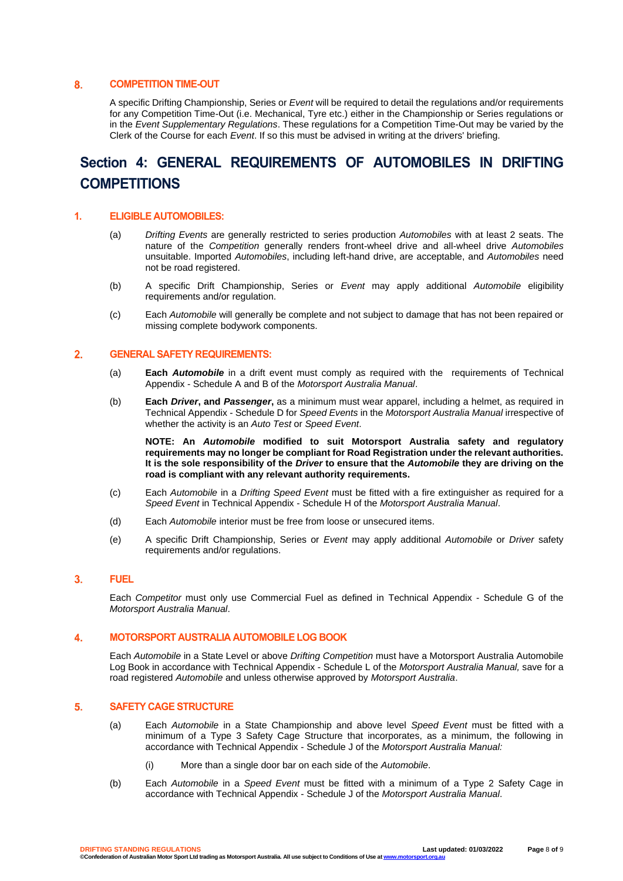### 8. COMPETITION TIME-OUT

A specific Drifting Championship, Series or *Event* will be required to detail the regulations and/or requirements for any Competition Time-Out (i.e. Mechanical, Tyre etc.) either in the Championship or Series regulations or in the *Event Supplementary Regulations*. These regulations for a Competition Time-Out may be varied by the Clerk of the Course for each *Event*. If so this must be advised in writing at the drivers' briefing.

## Section 4: GENERAL REQUIREMENTS OF AUTOMOBILES IN DRIFTING COMPETITIONS

### 1. ELIGIBLE AUTOMOBILES:

(a) *Drifting Events* are generally restricted to series production *Automobiles* with at least 2 seats. The nature of the *Competition* generally renders front-wheel drive and all-wheel drive *Automobiles* unsuitable. Imported *Automobiles*, including left-hand drive, are acceptable, and *Automobiles* need not be road registered.

(b) A specific Drift Championship, Series or *Event* may apply additional *Automobile* eligibility requirements and/or regulation.

(c) Each *Automobile* will generally be complete and not subject to damage that has not been repaired or missing complete bodywork components.

### 2. GENERAL SAFETY REQUIREMENTS:

(a) **Each *Automobile*** in a drift event must comply as required with the requirements of Technical Appendix - Schedule A and B of the *Motorsport Australia Manual*.

(b) **Each *Driver*, and *Passenger*,** as a minimum must wear apparel, including a helmet, as required in Technical Appendix - Schedule D for *Speed Events* in the *Motorsport Australia Manual* irrespective of whether the activity is an *Auto Test* or *Speed Event*.

**NOTE: An *Automobile* modified to suit Motorsport Australia safety and regulatory requirements may no longer be compliant for Road Registration under the relevant authorities. It is the sole responsibility of the *Driver* to ensure that the *Automobile* they are driving on the road is compliant with any relevant authority requirements.**

(c) Each *Automobile* in a *Drifting Speed Event* must be fitted with a fire extinguisher as required for a *Speed Event* in Technical Appendix - Schedule H of the *Motorsport Australia Manual*.

(d) Each *Automobile* interior must be free from loose or unsecured items.

(e) A specific Drift Championship, Series or *Event* may apply additional *Automobile* or *Driver* safety requirements and/or regulations.

### 3. FUEL

Each *Competitor* must only use Commercial Fuel as defined in Technical Appendix - Schedule G of the *Motorsport Australia Manual*.

### 4. MOTORSPORT AUSTRALIA AUTOMOBILE LOG BOOK

Each *Automobile* in a State Level or above *Drifting Competition* must have a Motorsport Australia Automobile Log Book in accordance with Technical Appendix - Schedule L of the *Motorsport Australia Manual,* save for a road registered *Automobile* and unless otherwise approved by *Motorsport Australia*.

### 5. SAFETY CAGE STRUCTURE

(a) Each *Automobile* in a State Championship and above level *Speed Event* must be fitted with a minimum of a Type 3 Safety Cage Structure that incorporates, as a minimum, the following in accordance with Technical Appendix - Schedule J of the *Motorsport Australia Manual:*

(i) More than a single door bar on each side of the *Automobile*.

(b) Each *Automobile* in a *Speed Event* must be fitted with a minimum of a Type 2 Safety Cage in accordance with Technical Appendix - Schedule J of the *Motorsport Australia Manual*.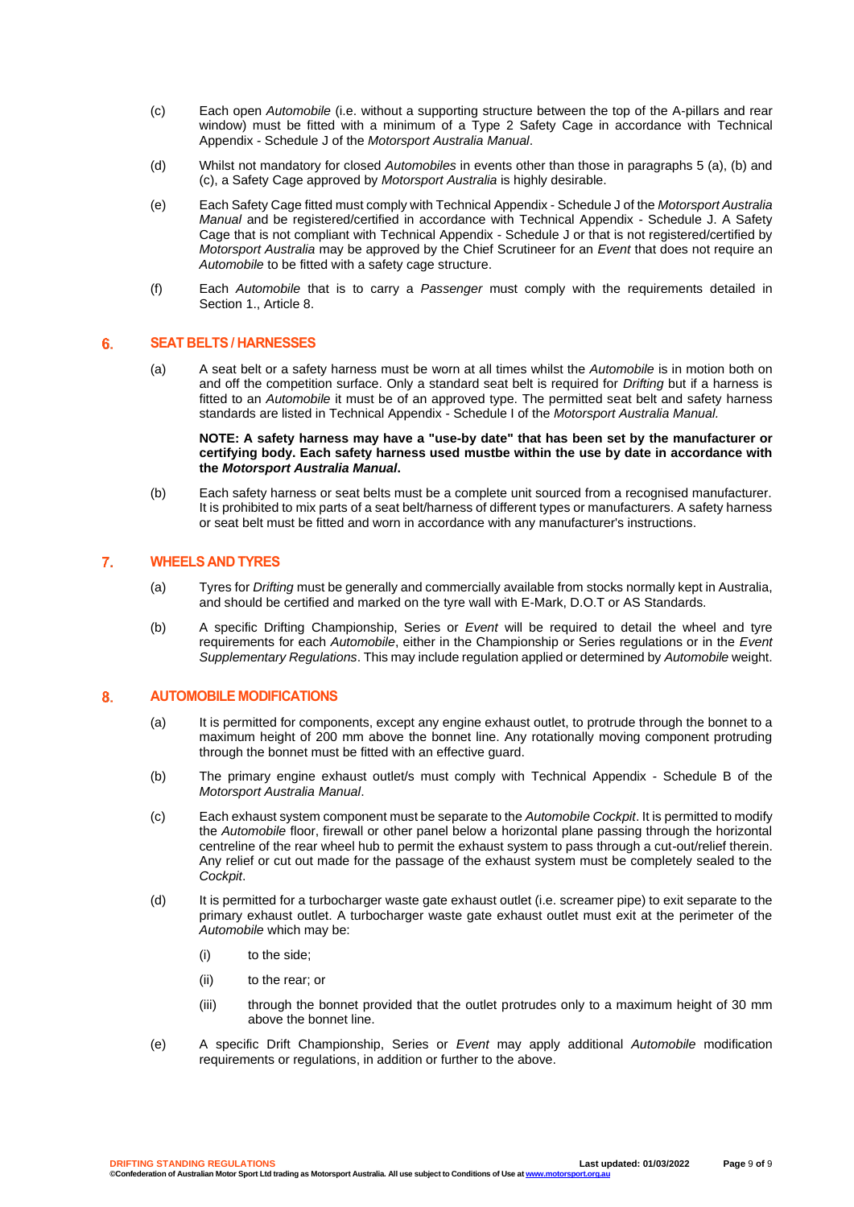(c) Each open *Automobile* (i.e. without a supporting structure between the top of the A-pillars and rear window) must be fitted with a minimum of a Type 2 Safety Cage in accordance with Technical Appendix - Schedule J of the *Motorsport Australia Manual*.

(d) Whilst not mandatory for closed *Automobiles* in events other than those in paragraphs 5 (a), (b) and (c), a Safety Cage approved by *Motorsport Australia* is highly desirable.

(e) Each Safety Cage fitted must comply with Technical Appendix - Schedule J of the *Motorsport Australia Manual* and be registered/certified in accordance with Technical Appendix - Schedule J. A Safety Cage that is not compliant with Technical Appendix - Schedule J or that is not registered/certified by *Motorsport Australia* may be approved by the Chief Scrutineer for an *Event* that does not require an *Automobile* to be fitted with a safety cage structure.

(f) Each *Automobile* that is to carry a *Passenger* must comply with the requirements detailed in Section 1., Article 8.

## 6. SEAT BELTS / HARNESSES

(a) A seat belt or a safety harness must be worn at all times whilst the *Automobile* is in motion both on and off the competition surface. Only a standard seat belt is required for *Drifting* but if a harness is fitted to an *Automobile* it must be of an approved type. The permitted seat belt and safety harness standards are listed in Technical Appendix - Schedule I of the *Motorsport Australia Manual.*

**NOTE: A safety harness may have a "use-by date" that has been set by the manufacturer or certifying body. Each safety harness used mustbe within the use by date in accordance with the *Motorsport Australia Manual*.**

(b) Each safety harness or seat belts must be a complete unit sourced from a recognised manufacturer. It is prohibited to mix parts of a seat belt/harness of different types or manufacturers. A safety harness or seat belt must be fitted and worn in accordance with any manufacturer's instructions.

## 7. WHEELS AND TYRES

(a) Tyres for *Drifting* must be generally and commercially available from stocks normally kept in Australia, and should be certified and marked on the tyre wall with E-Mark, D.O.T or AS Standards.

(b) A specific Drifting Championship, Series or *Event* will be required to detail the wheel and tyre requirements for each *Automobile*, either in the Championship or Series regulations or in the *Event Supplementary Regulations*. This may include regulation applied or determined by *Automobile* weight.

## 8. AUTOMOBILE MODIFICATIONS

(a) It is permitted for components, except any engine exhaust outlet, to protrude through the bonnet to a maximum height of 200 mm above the bonnet line. Any rotationally moving component protruding through the bonnet must be fitted with an effective guard.

(b) The primary engine exhaust outlet/s must comply with Technical Appendix - Schedule B of the *Motorsport Australia Manual*.

(c) Each exhaust system component must be separate to the *Automobile Cockpit*. It is permitted to modify the *Automobile* floor, firewall or other panel below a horizontal plane passing through the horizontal centreline of the rear wheel hub to permit the exhaust system to pass through a cut-out/relief therein. Any relief or cut out made for the passage of the exhaust system must be completely sealed to the *Cockpit*.

(d) It is permitted for a turbocharger waste gate exhaust outlet (i.e. screamer pipe) to exit separate to the primary exhaust outlet. A turbocharger waste gate exhaust outlet must exit at the perimeter of the *Automobile* which may be:

(i) to the side;

(ii) to the rear; or

(iii) through the bonnet provided that the outlet protrudes only to a maximum height of 30 mm above the bonnet line.

(e) A specific Drift Championship, Series or *Event* may apply additional *Automobile* modification requirements or regulations, in addition or further to the above.